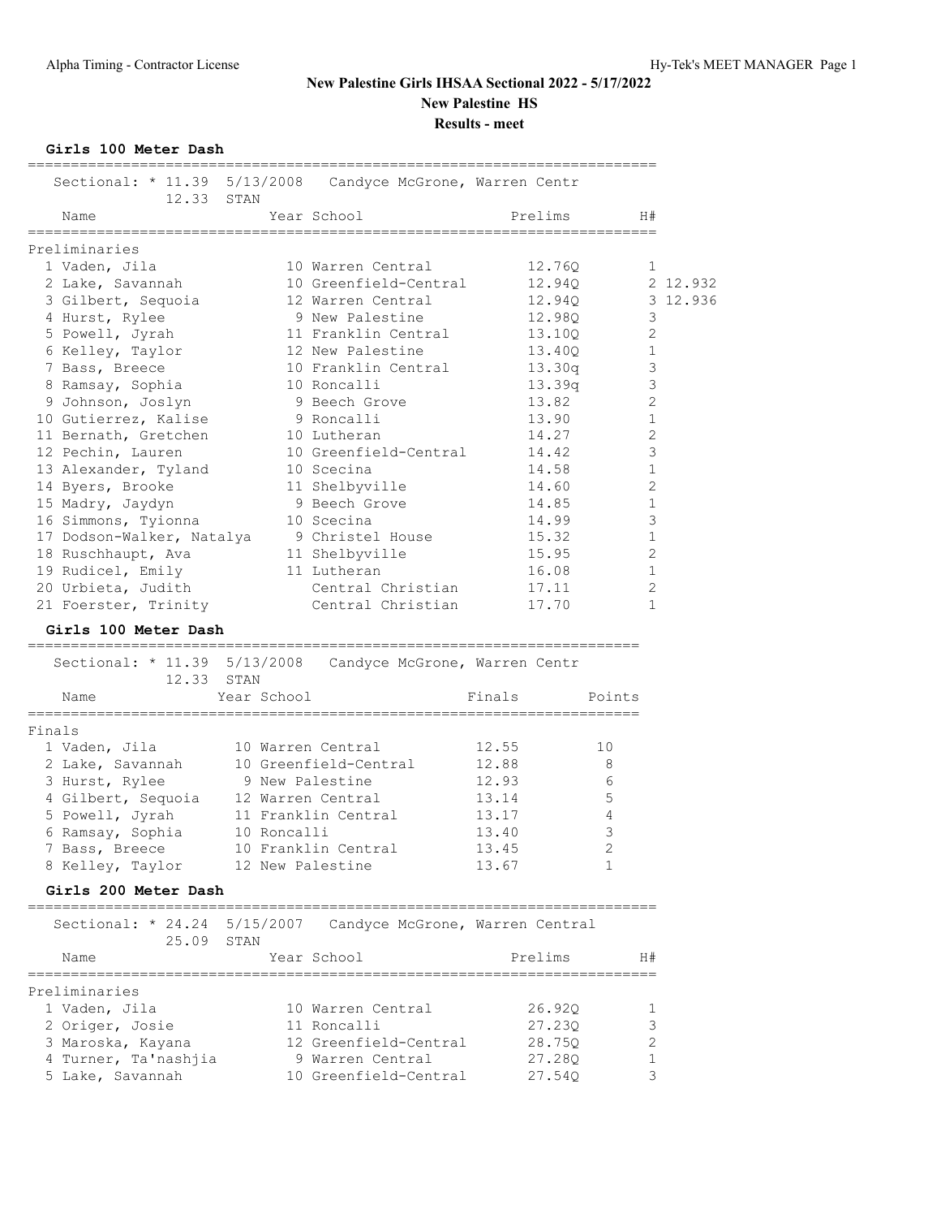# New Palestine Girls IHSAA Sectional 2022 - 5/17/2022

## New Palestine HS

### Results - meet

**Girls 100 Meter Dash**

Sectional: * 11.39 5/13/2008 Candyce McGrone, Warren Centr
12.33 STAN

Preliminaries

| Place | Name | Year | School | Prelims | H# | |
|---|---|---|---|---|---|---|
| 1 | Vaden, Jila | 10 | Warren Central | 12.76Q | 1 | |
| 2 | Lake, Savannah | 10 | Greenfield-Central | 12.94Q | 2 | 12.932 |
| 3 | Gilbert, Sequoia | 12 | Warren Central | 12.94Q | 3 | 12.936 |
| 4 | Hurst, Rylee | 9 | New Palestine | 12.98Q | 3 | |
| 5 | Powell, Jyrah | 11 | Franklin Central | 13.10Q | 2 | |
| 6 | Kelley, Taylor | 12 | New Palestine | 13.40Q | 1 | |
| 7 | Bass, Breece | 10 | Franklin Central | 13.30q | 3 | |
| 8 | Ramsay, Sophia | 10 | Roncalli | 13.39q | 3 | |
| 9 | Johnson, Joslyn | 9 | Beech Grove | 13.82 | 2 | |
| 10 | Gutierrez, Kalise | 9 | Roncalli | 13.90 | 1 | |
| 11 | Bernath, Gretchen | 10 | Lutheran | 14.27 | 2 | |
| 12 | Pechin, Lauren | 10 | Greenfield-Central | 14.42 | 3 | |
| 13 | Alexander, Tyland | 10 | Scecina | 14.58 | 1 | |
| 14 | Byers, Brooke | 11 | Shelbyville | 14.60 | 2 | |
| 15 | Madry, Jaydyn | 9 | Beech Grove | 14.85 | 1 | |
| 16 | Simmons, Tyionna | 10 | Scecina | 14.99 | 3 | |
| 17 | Dodson-Walker, Natalya | 9 | Christel House | 15.32 | 1 | |
| 18 | Ruschhaupt, Ava | 11 | Shelbyville | 15.95 | 2 | |
| 19 | Rudicel, Emily | 11 | Lutheran | 16.08 | 1 | |
| 20 | Urbieta, Judith | | Central Christian | 17.11 | 2 | |
| 21 | Foerster, Trinity | | Central Christian | 17.70 | 1 | |

**Girls 100 Meter Dash**

Sectional: * 11.39 5/13/2008 Candyce McGrone, Warren Centr
12.33 STAN

Finals

| Place | Name | Year | School | Finals | Points |
|---|---|---|---|---|---|
| 1 | Vaden, Jila | 10 | Warren Central | 12.55 | 10 |
| 2 | Lake, Savannah | 10 | Greenfield-Central | 12.88 | 8 |
| 3 | Hurst, Rylee | 9 | New Palestine | 12.93 | 6 |
| 4 | Gilbert, Sequoia | 12 | Warren Central | 13.14 | 5 |
| 5 | Powell, Jyrah | 11 | Franklin Central | 13.17 | 4 |
| 6 | Ramsay, Sophia | 10 | Roncalli | 13.40 | 3 |
| 7 | Bass, Breece | 10 | Franklin Central | 13.45 | 2 |
| 8 | Kelley, Taylor | 12 | New Palestine | 13.67 | 1 |

**Girls 200 Meter Dash**

Sectional: * 24.24 5/15/2007 Candyce McGrone, Warren Central
25.09 STAN

Preliminaries

| Place | Name | Year | School | Prelims | H# |
|---|---|---|---|---|---|
| 1 | Vaden, Jila | 10 | Warren Central | 26.92Q | 1 |
| 2 | Origer, Josie | 11 | Roncalli | 27.23Q | 3 |
| 3 | Maroska, Kayana | 12 | Greenfield-Central | 28.75Q | 2 |
| 4 | Turner, Ta'nashjia | 9 | Warren Central | 27.28Q | 1 |
| 5 | Lake, Savannah | 10 | Greenfield-Central | 27.54Q | 3 |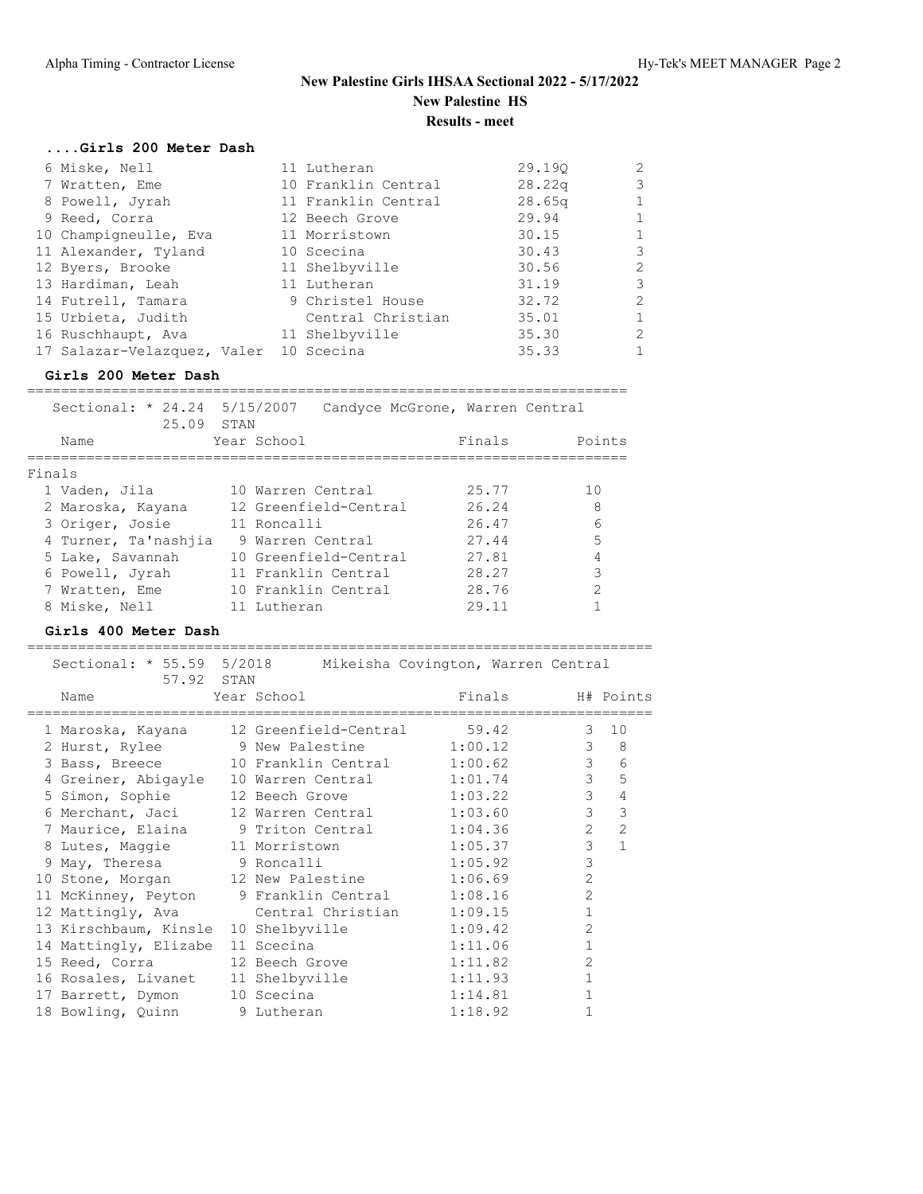# New Palestine Girls IHSAA Sectional 2022 - 5/17/2022

**New Palestine HS**

**Results - meet**

### ....Girls 200 Meter Dash

| Place | Name | Year | School | Prelims | H# |
|---|---|---|---|---|---|
| 6 | Miske, Nell | 11 | Lutheran | 29.19Q | 2 |
| 7 | Wratten, Eme | 10 | Franklin Central | 28.22q | 3 |
| 8 | Powell, Jyrah | 11 | Franklin Central | 28.65q | 1 |
| 9 | Reed, Corra | 12 | Beech Grove | 29.94 | 1 |
| 10 | Champigneulle, Eva | 11 | Morristown | 30.15 | 1 |
| 11 | Alexander, Tyland | 10 | Scecina | 30.43 | 3 |
| 12 | Byers, Brooke | 11 | Shelbyville | 30.56 | 2 |
| 13 | Hardiman, Leah | 11 | Lutheran | 31.19 | 3 |
| 14 | Futrell, Tamara | 9 | Christel House | 32.72 | 2 |
| 15 | Urbieta, Judith | | Central Christian | 35.01 | 1 |
| 16 | Ruschhaupt, Ava | 11 | Shelbyville | 35.30 | 2 |
| 17 | Salazar-Velazquez, Valer | 10 | Scecina | 35.33 | 1 |

### Girls 200 Meter Dash

Sectional: * 24.24 5/15/2007 Candyce McGrone, Warren Central
25.09 STAN

Finals

| Place | Name | Year | School | Finals | Points |
|---|---|---|---|---|---|
| 1 | Vaden, Jila | 10 | Warren Central | 25.77 | 10 |
| 2 | Maroska, Kayana | 12 | Greenfield-Central | 26.24 | 8 |
| 3 | Origer, Josie | 11 | Roncalli | 26.47 | 6 |
| 4 | Turner, Ta'nashjia | 9 | Warren Central | 27.44 | 5 |
| 5 | Lake, Savannah | 10 | Greenfield-Central | 27.81 | 4 |
| 6 | Powell, Jyrah | 11 | Franklin Central | 28.27 | 3 |
| 7 | Wratten, Eme | 10 | Franklin Central | 28.76 | 2 |
| 8 | Miske, Nell | 11 | Lutheran | 29.11 | 1 |

### Girls 400 Meter Dash

Sectional: * 55.59 5/2018 Mikeisha Covington, Warren Central
57.92 STAN

| Place | Name | Year | School | Finals | H# | Points |
|---|---|---|---|---|---|---|
| 1 | Maroska, Kayana | 12 | Greenfield-Central | 59.42 | 3 | 10 |
| 2 | Hurst, Rylee | 9 | New Palestine | 1:00.12 | 3 | 8 |
| 3 | Bass, Breece | 10 | Franklin Central | 1:00.62 | 3 | 6 |
| 4 | Greiner, Abigayle | 10 | Warren Central | 1:01.74 | 3 | 5 |
| 5 | Simon, Sophie | 12 | Beech Grove | 1:03.22 | 3 | 4 |
| 6 | Merchant, Jaci | 12 | Warren Central | 1:03.60 | 3 | 3 |
| 7 | Maurice, Elaina | 9 | Triton Central | 1:04.36 | 2 | 2 |
| 8 | Lutes, Maggie | 11 | Morristown | 1:05.37 | 3 | 1 |
| 9 | May, Theresa | 9 | Roncalli | 1:05.92 | 3 | |
| 10 | Stone, Morgan | 12 | New Palestine | 1:06.69 | 2 | |
| 11 | McKinney, Peyton | 9 | Franklin Central | 1:08.16 | 2 | |
| 12 | Mattingly, Ava | | Central Christian | 1:09.15 | 1 | |
| 13 | Kirschbaum, Kinsle | 10 | Shelbyville | 1:09.42 | 2 | |
| 14 | Mattingly, Elizabe | 11 | Scecina | 1:11.06 | 1 | |
| 15 | Reed, Corra | 12 | Beech Grove | 1:11.82 | 2 | |
| 16 | Rosales, Livanet | 11 | Shelbyville | 1:11.93 | 1 | |
| 17 | Barrett, Dymon | 10 | Scecina | 1:14.81 | 1 | |
| 18 | Bowling, Quinn | 9 | Lutheran | 1:18.92 | 1 | |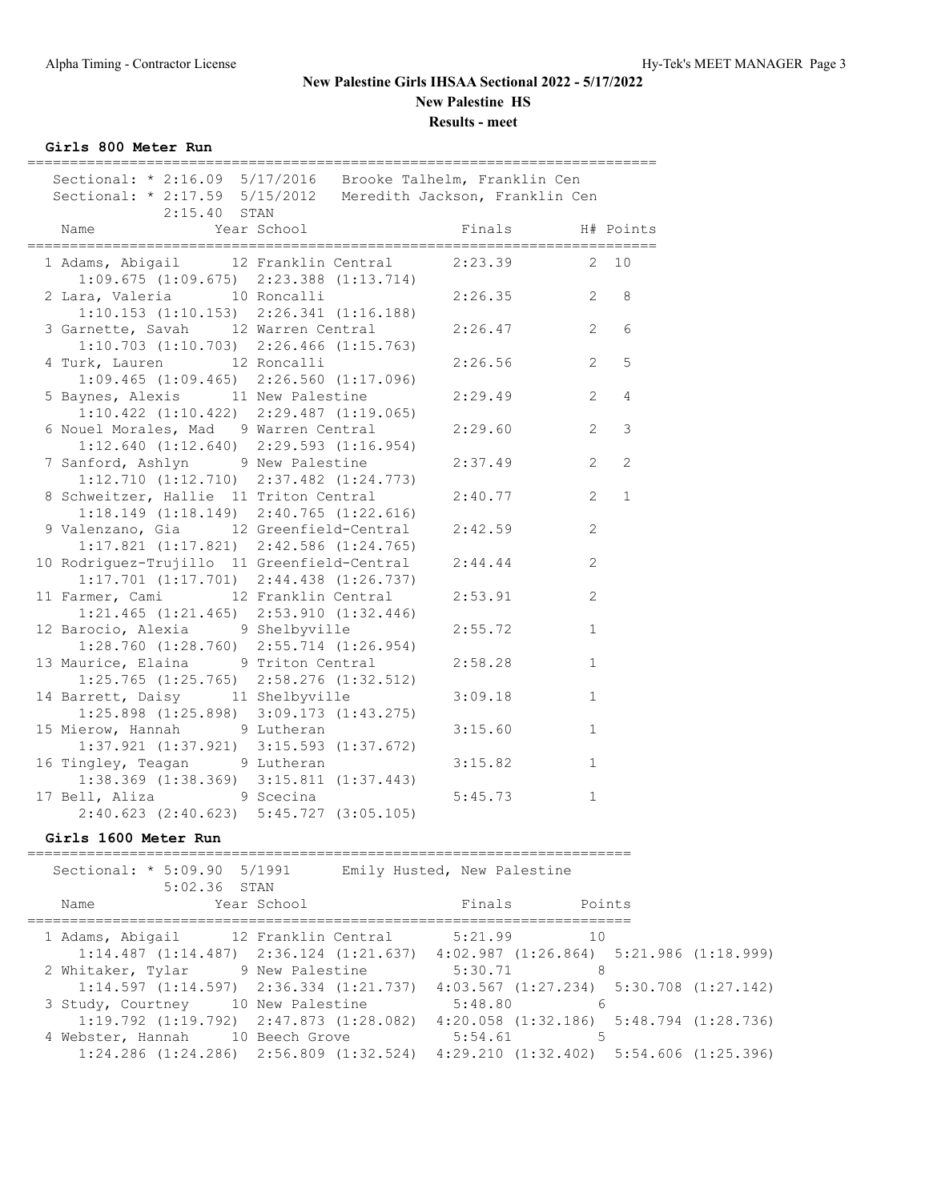# New Palestine Girls IHSAA Sectional 2022 - 5/17/2022

## New Palestine HS

### Results - meet

**Girls 800 Meter Run**

Sectional: * 2:16.09 5/17/2016 Brooke Talhelm, Franklin Cen
Sectional: * 2:17.59 5/15/2012 Meredith Jackson, Franklin Cen
2:15.40 STAN

| Place | Name | Year | School | Finals | H# | Points | Splits |
|---|---|---|---|---|---|---|---|
| 1 | Adams, Abigail | 12 | Franklin Central | 2:23.39 | 2 | 10 | 1:09.675 (1:09.675) 2:23.388 (1:13.714) |
| 2 | Lara, Valeria | 10 | Roncalli | 2:26.35 | 2 | 8 | 1:10.153 (1:10.153) 2:26.341 (1:16.188) |
| 3 | Garnette, Savah | 12 | Warren Central | 2:26.47 | 2 | 6 | 1:10.703 (1:10.703) 2:26.466 (1:15.763) |
| 4 | Turk, Lauren | 12 | Roncalli | 2:26.56 | 2 | 5 | 1:09.465 (1:09.465) 2:26.560 (1:17.096) |
| 5 | Baynes, Alexis | 11 | New Palestine | 2:29.49 | 2 | 4 | 1:10.422 (1:10.422) 2:29.487 (1:19.065) |
| 6 | Nouel Morales, Mad | 9 | Warren Central | 2:29.60 | 2 | 3 | 1:12.640 (1:12.640) 2:29.593 (1:16.954) |
| 7 | Sanford, Ashlyn | 9 | New Palestine | 2:37.49 | 2 | 2 | 1:12.710 (1:12.710) 2:37.482 (1:24.773) |
| 8 | Schweitzer, Hallie | 11 | Triton Central | 2:40.77 | 2 | 1 | 1:18.149 (1:18.149) 2:40.765 (1:22.616) |
| 9 | Valenzano, Gia | 12 | Greenfield-Central | 2:42.59 | 2 | | 1:17.821 (1:17.821) 2:42.586 (1:24.765) |
| 10 | Rodriguez-Trujillo | 11 | Greenfield-Central | 2:44.44 | 2 | | 1:17.701 (1:17.701) 2:44.438 (1:26.737) |
| 11 | Farmer, Cami | 12 | Franklin Central | 2:53.91 | 2 | | 1:21.465 (1:21.465) 2:53.910 (1:32.446) |
| 12 | Barocio, Alexia | 9 | Shelbyville | 2:55.72 | 1 | | 1:28.760 (1:28.760) 2:55.714 (1:26.954) |
| 13 | Maurice, Elaina | 9 | Triton Central | 2:58.28 | 1 | | 1:25.765 (1:25.765) 2:58.276 (1:32.512) |
| 14 | Barrett, Daisy | 11 | Shelbyville | 3:09.18 | 1 | | 1:25.898 (1:25.898) 3:09.173 (1:43.275) |
| 15 | Mierow, Hannah | 9 | Lutheran | 3:15.60 | 1 | | 1:37.921 (1:37.921) 3:15.593 (1:37.672) |
| 16 | Tingley, Teagan | 9 | Lutheran | 3:15.82 | 1 | | 1:38.369 (1:38.369) 3:15.811 (1:37.443) |
| 17 | Bell, Aliza | 9 | Scecina | 5:45.73 | 1 | | 2:40.623 (2:40.623) 5:45.727 (3:05.105) |

**Girls 1600 Meter Run**

Sectional: * 5:09.90 5/1991 Emily Husted, New Palestine
5:02.36 STAN

| Place | Name | Year | School | Finals | Points | Splits |
|---|---|---|---|---|---|---|
| 1 | Adams, Abigail | 12 | Franklin Central | 5:21.99 | 10 | 1:14.487 (1:14.487) 2:36.124 (1:21.637) 4:02.987 (1:26.864) 5:21.986 (1:18.999) |
| 2 | Whitaker, Tylar | 9 | New Palestine | 5:30.71 | 8 | 1:14.597 (1:14.597) 2:36.334 (1:21.737) 4:03.567 (1:27.234) 5:30.708 (1:27.142) |
| 3 | Study, Courtney | 10 | New Palestine | 5:48.80 | 6 | 1:19.792 (1:19.792) 2:47.873 (1:28.082) 4:20.058 (1:32.186) 5:48.794 (1:28.736) |
| 4 | Webster, Hannah | 10 | Beech Grove | 5:54.61 | 5 | 1:24.286 (1:24.286) 2:56.809 (1:32.524) 4:29.210 (1:32.402) 5:54.606 (1:25.396) |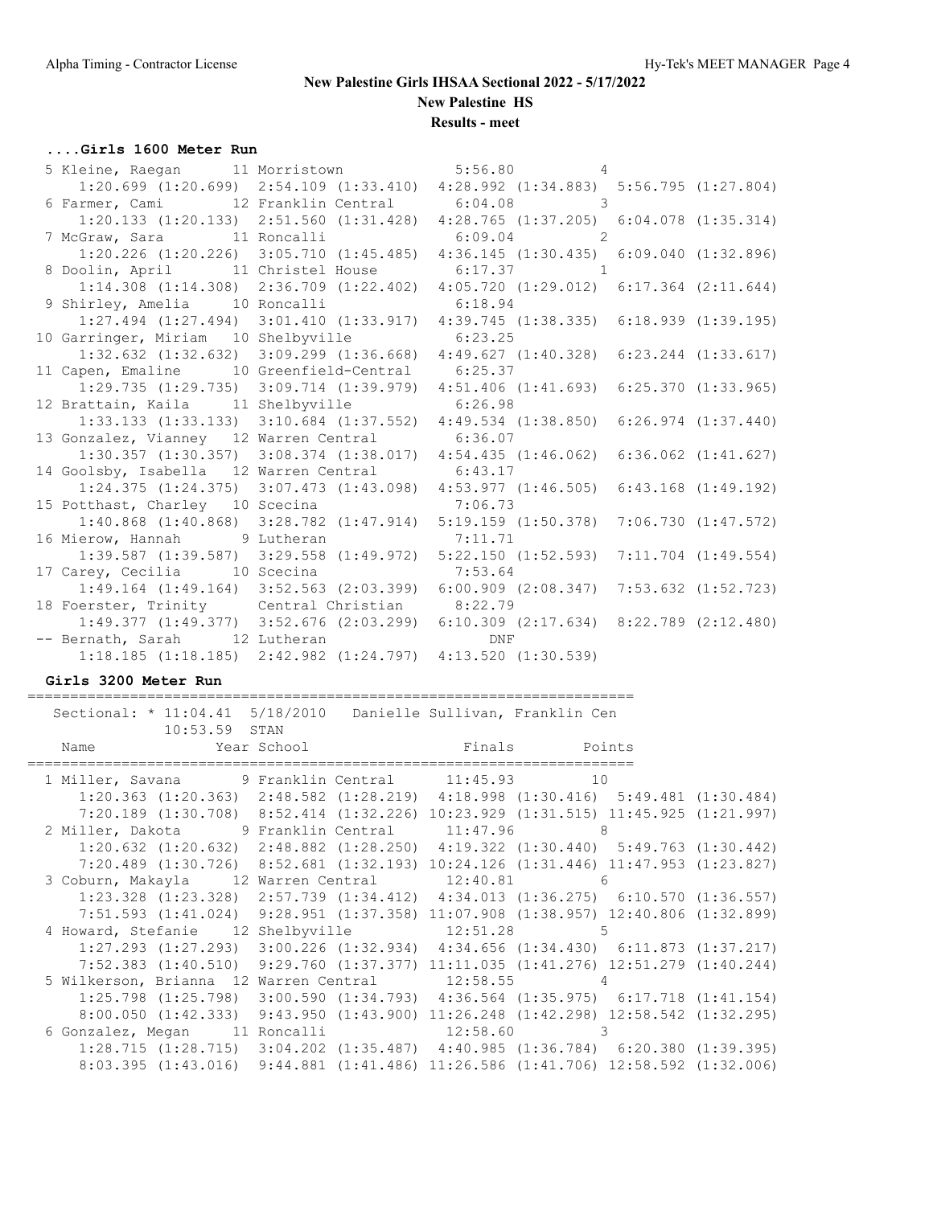# New Palestine Girls IHSAA Sectional 2022 - 5/17/2022

**New Palestine HS**

**Results - meet**

### ....Girls 1600 Meter Run

```
  5 Kleine, Raegan      11 Morristown             5:56.80          4  
      1:20.699 (1:20.699)  2:54.109 (1:33.410)  4:28.992 (1:34.883)  5:56.795 (1:27.804)
  6 Farmer, Cami        12 Franklin Central       6:04.08          3  
      1:20.133 (1:20.133)  2:51.560 (1:31.428)  4:28.765 (1:37.205)  6:04.078 (1:35.314)
  7 McGraw, Sara        11 Roncalli               6:09.04          2  
      1:20.226 (1:20.226)  3:05.710 (1:45.485)  4:36.145 (1:30.435)  6:09.040 (1:32.896)
  8 Doolin, April       11 Christel House         6:17.37          1  
      1:14.308 (1:14.308)  2:36.709 (1:22.402)  4:05.720 (1:29.012)  6:17.364 (2:11.644)
  9 Shirley, Amelia     10 Roncalli               6:18.94  
      1:27.494 (1:27.494)  3:01.410 (1:33.917)  4:39.745 (1:38.335)  6:18.939 (1:39.195)
 10 Garringer, Miriam   10 Shelbyville            6:23.25  
      1:32.632 (1:32.632)  3:09.299 (1:36.668)  4:49.627 (1:40.328)  6:23.244 (1:33.617)
 11 Capen, Emaline      10 Greenfield-Central     6:25.37  
      1:29.735 (1:29.735)  3:09.714 (1:39.979)  4:51.406 (1:41.693)  6:25.370 (1:33.965)
 12 Brattain, Kaila     11 Shelbyville            6:26.98  
      1:33.133 (1:33.133)  3:10.684 (1:37.552)  4:49.534 (1:38.850)  6:26.974 (1:37.440)
 13 Gonzalez, Vianney   12 Warren Central         6:36.07  
      1:30.357 (1:30.357)  3:08.374 (1:38.017)  4:54.435 (1:46.062)  6:36.062 (1:41.627)
 14 Goolsby, Isabella   12 Warren Central         6:43.17  
      1:24.375 (1:24.375)  3:07.473 (1:43.098)  4:53.977 (1:46.505)  6:43.168 (1:49.192)
 15 Potthast, Charley   10 Scecina                7:06.73  
      1:40.868 (1:40.868)  3:28.782 (1:47.914)  5:19.159 (1:50.378)  7:06.730 (1:47.572)
 16 Mierow, Hannah       9 Lutheran               7:11.71  
      1:39.587 (1:39.587)  3:29.558 (1:49.972)  5:22.150 (1:52.593)  7:11.704 (1:49.554)
 17 Carey, Cecilia      10 Scecina                7:53.64  
      1:49.164 (1:49.164)  3:52.563 (2:03.399)  6:00.909 (2:08.347)  7:53.632 (1:52.723)
 18 Foerster, Trinity      Central Christian      8:22.79  
      1:49.377 (1:49.377)  3:52.676 (2:03.299)  6:10.309 (2:17.634)  8:22.789 (2:12.480)
 -- Bernath, Sarah      12 Lutheran                   DNF  
      1:18.185 (1:18.185)  2:42.982 (1:24.797)  4:13.520 (1:30.539)
```

### Girls 3200 Meter Run

```
=======================================================================
   Sectional: * 11:04.41  5/18/2010   Danielle Sullivan, Franklin Cen  
             10:53.59  STAN  
    Name                 Year School                  Finals     Points 
=======================================================================
  1 Miller, Savana       9 Franklin Central      11:45.93         10  
      1:20.363 (1:20.363)  2:48.582 (1:28.219)  4:18.998 (1:30.416)  5:49.481 (1:30.484)
      7:20.189 (1:30.708)  8:52.414 (1:32.226) 10:23.929 (1:31.515) 11:45.925 (1:21.997)
  2 Miller, Dakota       9 Franklin Central      11:47.96          8  
      1:20.632 (1:20.632)  2:48.882 (1:28.250)  4:19.322 (1:30.440)  5:49.763 (1:30.442)
      7:20.489 (1:30.726)  8:52.681 (1:32.193) 10:24.126 (1:31.446) 11:47.953 (1:23.827)
  3 Coburn, Makayla     12 Warren Central        12:40.81          6  
      1:23.328 (1:23.328)  2:57.739 (1:34.412)  4:34.013 (1:36.275)  6:10.570 (1:36.557)
      7:51.593 (1:41.024)  9:28.951 (1:37.358) 11:07.908 (1:38.957) 12:40.806 (1:32.899)
  4 Howard, Stefanie    12 Shelbyville           12:51.28          5  
      1:27.293 (1:27.293)  3:00.226 (1:32.934)  4:34.656 (1:34.430)  6:11.873 (1:37.217)
      7:52.383 (1:40.510)  9:29.760 (1:37.377) 11:11.035 (1:41.276) 12:51.279 (1:40.244)
  5 Wilkerson, Brianna  12 Warren Central        12:58.55          4  
      1:25.798 (1:25.798)  3:00.590 (1:34.793)  4:36.564 (1:35.975)  6:17.718 (1:41.154)
      8:00.050 (1:42.333)  9:43.950 (1:43.900) 11:26.248 (1:42.298) 12:58.542 (1:32.295)
  6 Gonzalez, Megan     11 Roncalli              12:58.60          3  
      1:28.715 (1:28.715)  3:04.202 (1:35.487)  4:40.985 (1:36.784)  6:20.380 (1:39.395)
      8:03.395 (1:43.016)  9:44.881 (1:41.486) 11:26.586 (1:41.706) 12:58.592 (1:32.006)
```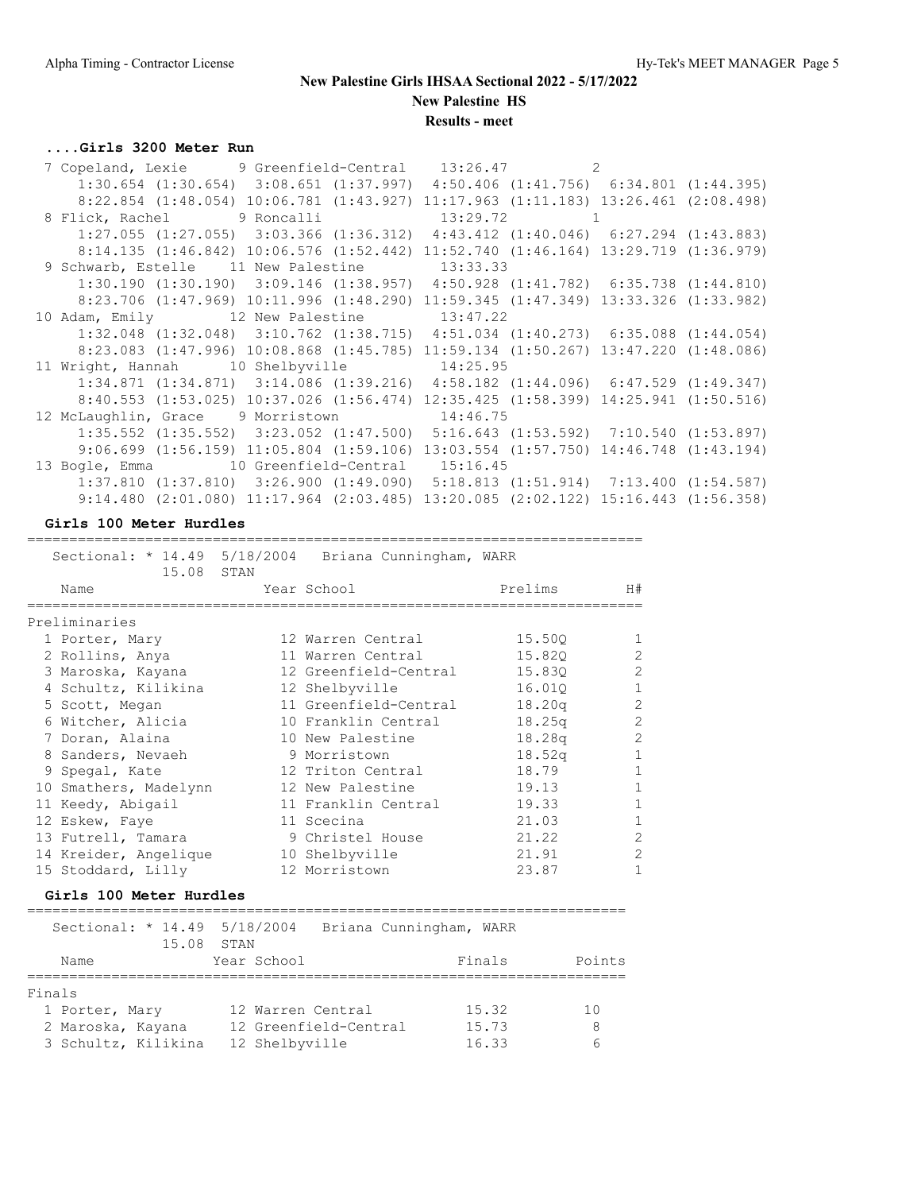## New Palestine Girls IHSAA Sectional 2022 - 5/17/2022

**New Palestine HS**

**Results - meet**

### ....Girls 3200 Meter Run

```
  7 Copeland, Lexie       9 Greenfield-Central     13:26.47          2
      1:30.654 (1:30.654)  3:08.651 (1:37.997)  4:50.406 (1:41.756)  6:34.801 (1:44.395)
      8:22.854 (1:48.054) 10:06.781 (1:43.927) 11:17.963 (1:11.183) 13:26.461 (2:08.498)
  8 Flick, Rachel         9 Roncalli               13:29.72          1
      1:27.055 (1:27.055)  3:03.366 (1:36.312)  4:43.412 (1:40.046)  6:27.294 (1:43.883)
      8:14.135 (1:46.842) 10:06.576 (1:52.442) 11:52.740 (1:46.164) 13:29.719 (1:36.979)
  9 Schwarb, Estelle     11 New Palestine          13:33.33
      1:30.190 (1:30.190)  3:09.146 (1:38.957)  4:50.928 (1:41.782)  6:35.738 (1:44.810)
      8:23.706 (1:47.969) 10:11.996 (1:48.290) 11:59.345 (1:47.349) 13:33.326 (1:33.982)
 10 Adam, Emily          12 New Palestine          13:47.22
      1:32.048 (1:32.048)  3:10.762 (1:38.715)  4:51.034 (1:40.273)  6:35.088 (1:44.054)
      8:23.083 (1:47.996) 10:08.868 (1:45.785) 11:59.134 (1:50.267) 13:47.220 (1:48.086)
 11 Wright, Hannah       10 Shelbyville            14:25.95
      1:34.871 (1:34.871)  3:14.086 (1:39.216)  4:58.182 (1:44.096)  6:47.529 (1:49.347)
      8:40.553 (1:53.025) 10:37.026 (1:56.474) 12:35.425 (1:58.399) 14:25.941 (1:50.516)
 12 McLaughlin, Grace     9 Morristown             14:46.75
      1:35.552 (1:35.552)  3:23.052 (1:47.500)  5:16.643 (1:53.592)  7:10.540 (1:53.897)
      9:06.699 (1:56.159) 11:05.804 (1:59.106) 13:03.554 (1:57.750) 14:46.748 (1:43.194)
 13 Bogle, Emma          10 Greenfield-Central     15:16.45
      1:37.810 (1:37.810)  3:26.900 (1:49.090)  5:18.813 (1:51.914)  7:13.400 (1:54.587)
      9:14.480 (2:01.080) 11:17.964 (2:03.485) 13:20.085 (2:02.122) 15:16.443 (1:56.358)
```

### Girls 100 Meter Hurdles

Sectional: * 14.49 5/18/2004 Briana Cunningham, WARR
15.08 STAN

**Preliminaries**

| Place | Name | Year | School | Prelims | H# |
|---|---|---|---|---|---|
| 1 | Porter, Mary | 12 | Warren Central | 15.50Q | 1 |
| 2 | Rollins, Anya | 11 | Warren Central | 15.82Q | 2 |
| 3 | Maroska, Kayana | 12 | Greenfield-Central | 15.83Q | 2 |
| 4 | Schultz, Kilikina | 12 | Shelbyville | 16.01Q | 1 |
| 5 | Scott, Megan | 11 | Greenfield-Central | 18.20q | 2 |
| 6 | Witcher, Alicia | 10 | Franklin Central | 18.25q | 2 |
| 7 | Doran, Alaina | 10 | New Palestine | 18.28q | 2 |
| 8 | Sanders, Nevaeh | 9 | Morristown | 18.52q | 1 |
| 9 | Spegal, Kate | 12 | Triton Central | 18.79 | 1 |
| 10 | Smathers, Madelynn | 12 | New Palestine | 19.13 | 1 |
| 11 | Keedy, Abigail | 11 | Franklin Central | 19.33 | 1 |
| 12 | Eskew, Faye | 11 | Scecina | 21.03 | 1 |
| 13 | Futrell, Tamara | 9 | Christel House | 21.22 | 2 |
| 14 | Kreider, Angelique | 10 | Shelbyville | 21.91 | 2 |
| 15 | Stoddard, Lilly | 12 | Morristown | 23.87 | 1 |

### Girls 100 Meter Hurdles

Sectional: * 14.49 5/18/2004 Briana Cunningham, WARR
15.08 STAN

**Finals**

| Place | Name | Year | School | Finals | Points |
|---|---|---|---|---|---|
| 1 | Porter, Mary | 12 | Warren Central | 15.32 | 10 |
| 2 | Maroska, Kayana | 12 | Greenfield-Central | 15.73 | 8 |
| 3 | Schultz, Kilikina | 12 | Shelbyville | 16.33 | 6 |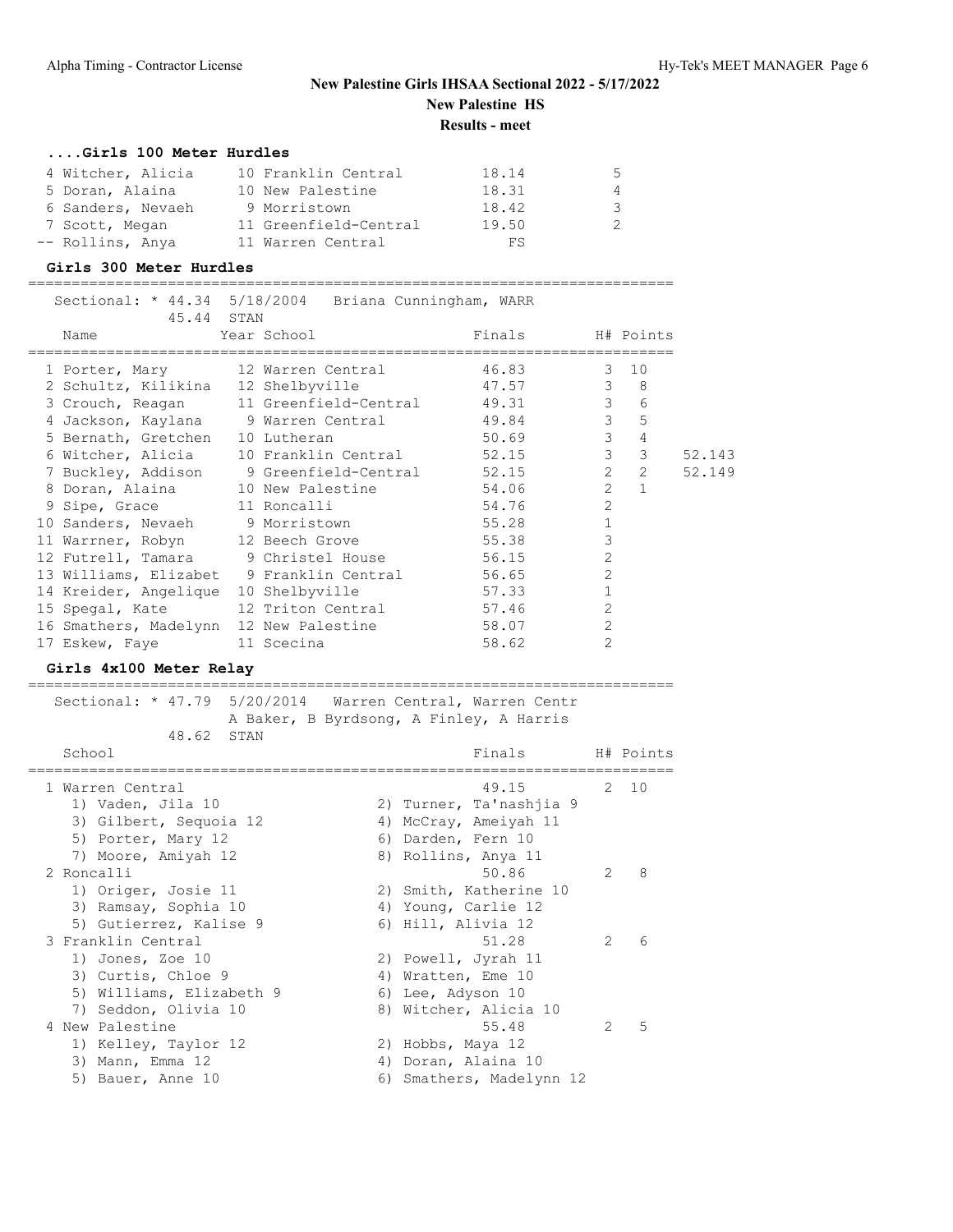## New Palestine Girls IHSAA Sectional 2022 - 5/17/2022

**New Palestine HS**

**Results - meet**

### ....Girls 100 Meter Hurdles

| Place | Name | Year | School | Finals | Points |
|---|---|---|---|---|---|
| 4 | Witcher, Alicia | 10 | Franklin Central | 18.14 | 5 |
| 5 | Doran, Alaina | 10 | New Palestine | 18.31 | 4 |
| 6 | Sanders, Nevaeh | 9 | Morristown | 18.42 | 3 |
| 7 | Scott, Megan | 11 | Greenfield-Central | 19.50 | 2 |
| -- | Rollins, Anya | 11 | Warren Central | FS | |

### Girls 300 Meter Hurdles

Sectional: * 44.34 5/18/2004 Briana Cunningham, WARR
45.44 STAN

| Place | Name | Year | School | Finals | H# | Points | |
|---|---|---|---|---|---|---|---|
| 1 | Porter, Mary | 12 | Warren Central | 46.83 | 3 | 10 | |
| 2 | Schultz, Kilikina | 12 | Shelbyville | 47.57 | 3 | 8 | |
| 3 | Crouch, Reagan | 11 | Greenfield-Central | 49.31 | 3 | 6 | |
| 4 | Jackson, Kaylana | 9 | Warren Central | 49.84 | 3 | 5 | |
| 5 | Bernath, Gretchen | 10 | Lutheran | 50.69 | 3 | 4 | |
| 6 | Witcher, Alicia | 10 | Franklin Central | 52.15 | 3 | 3 | 52.143 |
| 7 | Buckley, Addison | 9 | Greenfield-Central | 52.15 | 2 | 2 | 52.149 |
| 8 | Doran, Alaina | 10 | New Palestine | 54.06 | 2 | 1 | |
| 9 | Sipe, Grace | 11 | Roncalli | 54.76 | 2 | | |
| 10 | Sanders, Nevaeh | 9 | Morristown | 55.28 | 1 | | |
| 11 | Warrner, Robyn | 12 | Beech Grove | 55.38 | 3 | | |
| 12 | Futrell, Tamara | 9 | Christel House | 56.15 | 2 | | |
| 13 | Williams, Elizabet | 9 | Franklin Central | 56.65 | 2 | | |
| 14 | Kreider, Angelique | 10 | Shelbyville | 57.33 | 1 | | |
| 15 | Spegal, Kate | 12 | Triton Central | 57.46 | 2 | | |
| 16 | Smathers, Madelynn | 12 | New Palestine | 58.07 | 2 | | |
| 17 | Eskew, Faye | 11 | Scecina | 58.62 | 2 | | |

### Girls 4x100 Meter Relay

Sectional: * 47.79 5/20/2014 Warren Central, Warren Centr
A Baker, B Byrdsong, A Finley, A Harris
48.62 STAN

| Place | School | Finals | H# | Points |
|---|---|---|---|---|
| 1 | Warren Central | 49.15 | 2 | 10 |
| 2 | Roncalli | 50.86 | 2 | 8 |
| 3 | Franklin Central | 51.28 | 2 | 6 |
| 4 | New Palestine | 55.48 | 2 | 5 |

1 Warren Central
1) Vaden, Jila 10; 2) Turner, Ta'nashjia 9; 3) Gilbert, Sequoia 12; 4) McCray, Ameiyah 11; 5) Porter, Mary 12; 6) Darden, Fern 10; 7) Moore, Amiyah 12; 8) Rollins, Anya 11

2 Roncalli
1) Origer, Josie 11; 2) Smith, Katherine 10; 3) Ramsay, Sophia 10; 4) Young, Carlie 12; 5) Gutierrez, Kalise 9; 6) Hill, Alivia 12

3 Franklin Central
1) Jones, Zoe 10; 2) Powell, Jyrah 11; 3) Curtis, Chloe 9; 4) Wratten, Eme 10; 5) Williams, Elizabeth 9; 6) Lee, Adyson 10; 7) Seddon, Olivia 10; 8) Witcher, Alicia 10

4 New Palestine
1) Kelley, Taylor 12; 2) Hobbs, Maya 12; 3) Mann, Emma 12; 4) Doran, Alaina 10; 5) Bauer, Anne 10; 6) Smathers, Madelynn 12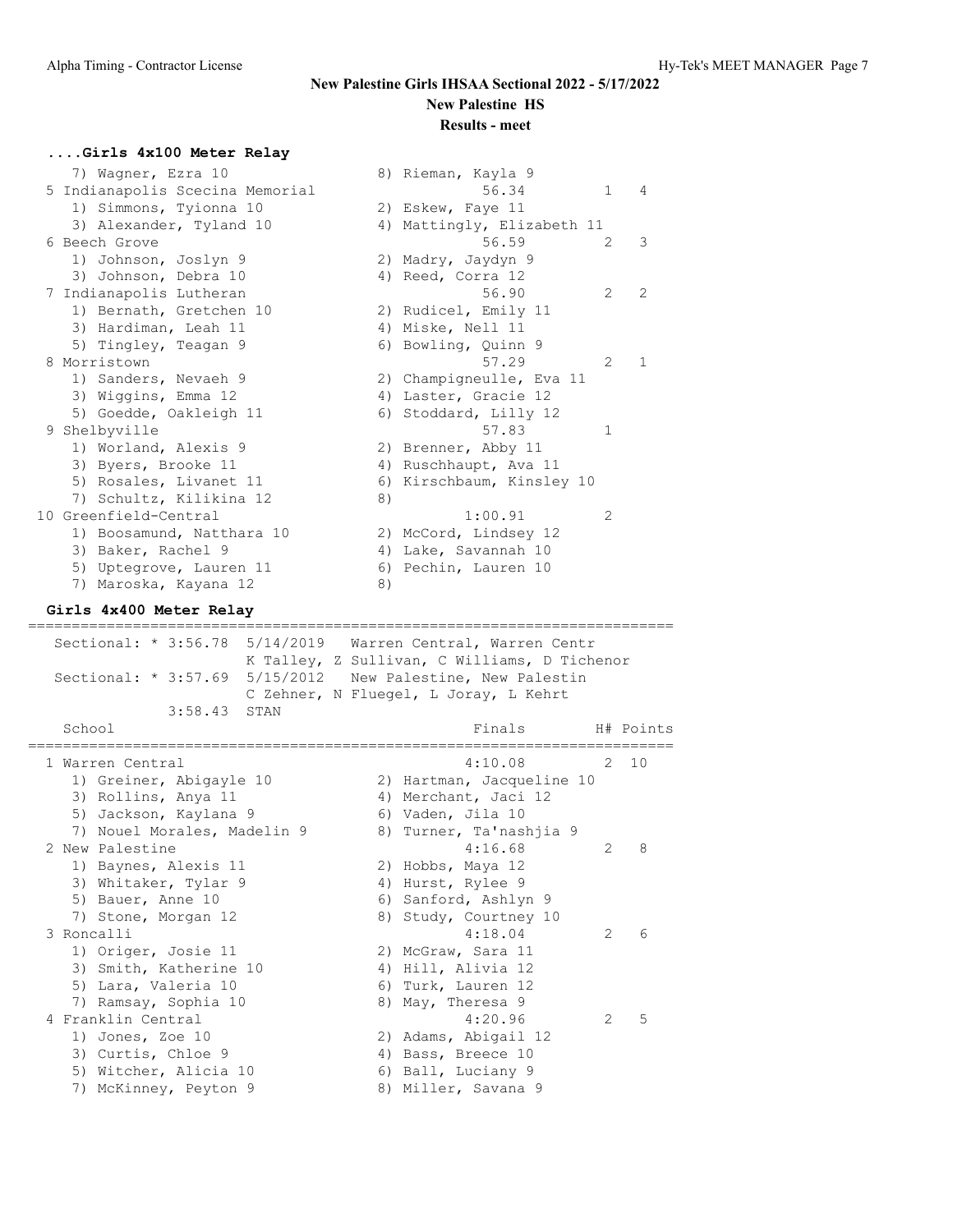# New Palestine Girls IHSAA Sectional 2022 - 5/17/2022

## New Palestine HS

### Results - meet

**....Girls 4x100 Meter Relay**

```
   7) Wagner, Ezra 10                 8) Rieman, Kayla 9
 5 Indianapolis Scecina Memorial               56.34         1    4
   1) Simmons, Tyionna 10             2) Eskew, Faye 11
   3) Alexander, Tyland 10            4) Mattingly, Elizabeth 11
 6 Beech Grove                                 56.59         2    3
   1) Johnson, Joslyn 9               2) Madry, Jaydyn 9
   3) Johnson, Debra 10               4) Reed, Corra 12
 7 Indianapolis Lutheran                       56.90         2    2
   1) Bernath, Gretchen 10            2) Rudicel, Emily 11
   3) Hardiman, Leah 11               4) Miske, Nell 11
   5) Tingley, Teagan 9               6) Bowling, Quinn 9
 8 Morristown                                  57.29         2    1
   1) Sanders, Nevaeh 9               2) Champigneulle, Eva 11
   3) Wiggins, Emma 12                4) Laster, Gracie 12
   5) Goedde, Oakleigh 11             6) Stoddard, Lilly 12
 9 Shelbyville                                 57.83         1
   1) Worland, Alexis 9               2) Brenner, Abby 11
   3) Byers, Brooke 11                4) Ruschhaupt, Ava 11
   5) Rosales, Livanet 11             6) Kirschbaum, Kinsley 10
   7) Schultz, Kilikina 12            8)
10 Greenfield-Central                        1:00.91         2
   1) Boosamund, Natthara 10          2) McCord, Lindsey 12
   3) Baker, Rachel 9                 4) Lake, Savannah 10
   5) Uptegrove, Lauren 11            6) Pechin, Lauren 10
   7) Maroska, Kayana 12              8)
```

**Girls 4x400 Meter Relay**

```
========================================================================
   Sectional: * 3:56.78  5/14/2019   Warren Central, Warren Centr
                         K Talley, Z Sullivan, C Williams, D Tichenor
   Sectional: * 3:57.69  5/15/2012   New Palestine, New Palestin
                         C Zehner, N Fluegel, L Joray, L Kehrt
             3:58.43  STAN
   School                                     Finals        H# Points
========================================================================
 1 Warren Central                            4:10.08         2   10
   1) Greiner, Abigayle 10            2) Hartman, Jacqueline 10
   3) Rollins, Anya 11                4) Merchant, Jaci 12
   5) Jackson, Kaylana 9              6) Vaden, Jila 10
   7) Nouel Morales, Madelin 9        8) Turner, Ta'nashjia 9
 2 New Palestine                             4:16.68         2    8
   1) Baynes, Alexis 11               2) Hobbs, Maya 12
   3) Whitaker, Tylar 9               4) Hurst, Rylee 9
   5) Bauer, Anne 10                  6) Sanford, Ashlyn 9
   7) Stone, Morgan 12                8) Study, Courtney 10
 3 Roncalli                                  4:18.04         2    6
   1) Origer, Josie 11                2) McGraw, Sara 11
   3) Smith, Katherine 10             4) Hill, Alivia 12
   5) Lara, Valeria 10                6) Turk, Lauren 12
   7) Ramsay, Sophia 10               8) May, Theresa 9
 4 Franklin Central                          4:20.96         2    5
   1) Jones, Zoe 10                   2) Adams, Abigail 12
   3) Curtis, Chloe 9                 4) Bass, Breece 10
   5) Witcher, Alicia 10              6) Ball, Luciany 9
   7) McKinney, Peyton 9              8) Miller, Savana 9
```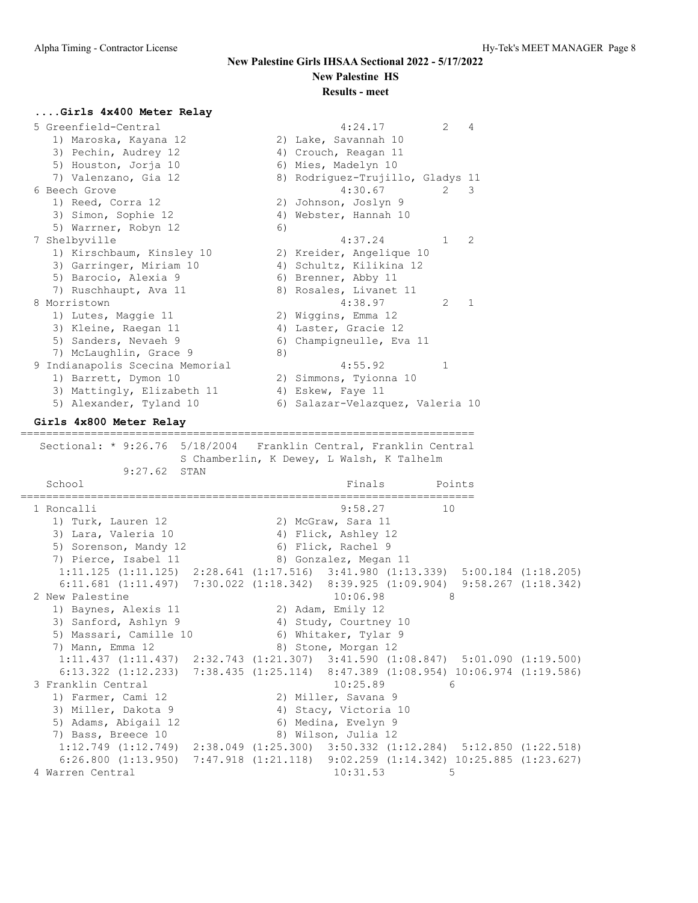**....Girls 4x400 Meter Relay**

```
 5 Greenfield-Central                              4:24.17         2   4
    1) Maroska, Kayana 12             2) Lake, Savannah 10
    3) Pechin, Audrey 12              4) Crouch, Reagan 11
    5) Houston, Jorja 10              6) Mies, Madelyn 10
    7) Valenzano, Gia 12              8) Rodriguez-Trujillo, Gladys 11
 6 Beech Grove                                     4:30.67         2   3
    1) Reed, Corra 12                 2) Johnson, Joslyn 9
    3) Simon, Sophie 12               4) Webster, Hannah 10
    5) Warrner, Robyn 12              6)
 7 Shelbyville                                     4:37.24         1   2
    1) Kirschbaum, Kinsley 10         2) Kreider, Angelique 10
    3) Garringer, Miriam 10           4) Schultz, Kilikina 12
    5) Barocio, Alexia 9              6) Brenner, Abby 11
    7) Ruschhaupt, Ava 11             8) Rosales, Livanet 11
 8 Morristown                                      4:38.97         2   1
    1) Lutes, Maggie 11               2) Wiggins, Emma 12
    3) Kleine, Raegan 11              4) Laster, Gracie 12
    5) Sanders, Nevaeh 9              6) Champigneulle, Eva 11
    7) McLaughlin, Grace 9            8)
 9 Indianapolis Scecina Memorial                   4:55.92         1
    1) Barrett, Dymon 10              2) Simmons, Tyionna 10
    3) Mattingly, Elizabeth 11        4) Eskew, Faye 11
    5) Alexander, Tyland 10           6) Salazar-Velazquez, Valeria 10
```

**Girls 4x800 Meter Relay**

```
========================================================================
  Sectional: * 9:26.76  5/18/2004   Franklin Central, Franklin Central
                     S Chamberlin, K Dewey, L Walsh, K Talhelm
             9:27.62  STAN
    School                                         Finals        Points
========================================================================
  1 Roncalli                                       9:58.27         10
     1) Turk, Lauren 12                2) McGraw, Sara 11
     3) Lara, Valeria 10               4) Flick, Ashley 12
     5) Sorenson, Mandy 12             6) Flick, Rachel 9
     7) Pierce, Isabel 11              8) Gonzalez, Megan 11
      1:11.125 (1:11.125)  2:28.641 (1:17.516)  3:41.980 (1:13.339)  5:00.184 (1:18.205)
      6:11.681 (1:11.497)  7:30.022 (1:18.342)  8:39.925 (1:09.904)  9:58.267 (1:18.342)
  2 New Palestine                                 10:06.98          8
     1) Baynes, Alexis 11              2) Adam, Emily 12
     3) Sanford, Ashlyn 9              4) Study, Courtney 10
     5) Massari, Camille 10            6) Whitaker, Tylar 9
     7) Mann, Emma 12                  8) Stone, Morgan 12
      1:11.437 (1:11.437)  2:32.743 (1:21.307)  3:41.590 (1:08.847)  5:01.090 (1:19.500)
      6:13.322 (1:12.233)  7:38.435 (1:25.114)  8:47.389 (1:08.954) 10:06.974 (1:19.586)
  3 Franklin Central                              10:25.89          6
     1) Farmer, Cami 12                2) Miller, Savana 9
     3) Miller, Dakota 9               4) Stacy, Victoria 10
     5) Adams, Abigail 12              6) Medina, Evelyn 9
     7) Bass, Breece 10                8) Wilson, Julia 12
      1:12.749 (1:12.749)  2:38.049 (1:25.300)  3:50.332 (1:12.284)  5:12.850 (1:22.518)
      6:26.800 (1:13.950)  7:47.918 (1:21.118)  9:02.259 (1:14.342) 10:25.885 (1:23.627)
  4 Warren Central                                10:31.53          5
```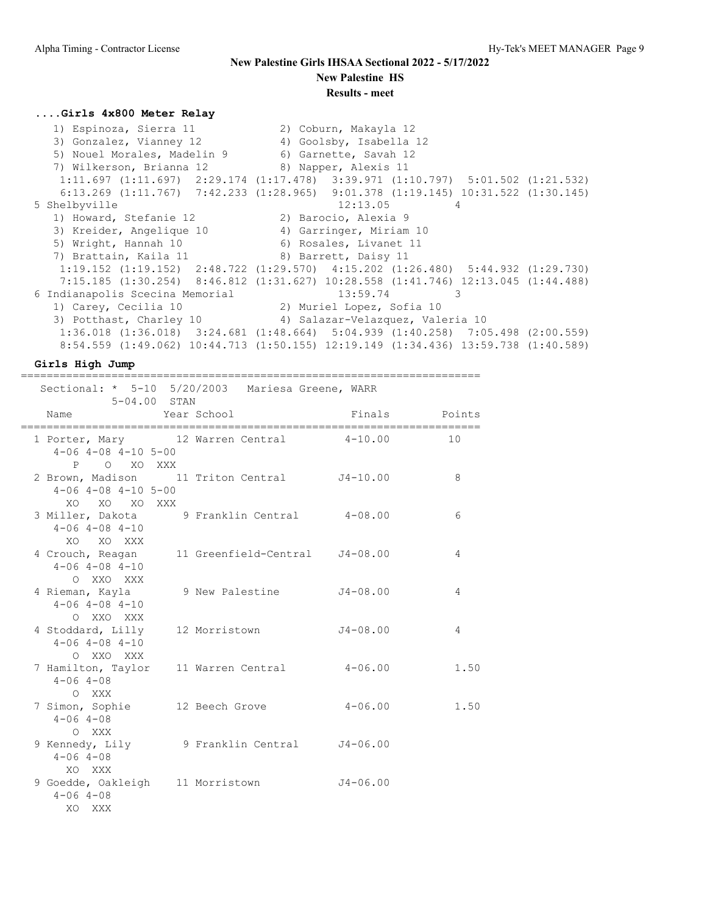# New Palestine Girls IHSAA Sectional 2022 - 5/17/2022

**New Palestine HS**

**Results - meet**

### ....Girls 4x800 Meter Relay

```
   1) Espinoza, Sierra 11            2) Coburn, Makayla 12
   3) Gonzalez, Vianney 12           4) Goolsby, Isabella 12
   5) Nouel Morales, Madelin 9       6) Garnette, Savah 12
   7) Wilkerson, Brianna 12          8) Napper, Alexis 11
    1:11.697 (1:11.697)  2:29.174 (1:17.478)  3:39.971 (1:10.797)  5:01.502 (1:21.532)
    6:13.269 (1:11.767)  7:42.233 (1:28.965)  9:01.378 (1:19.145) 10:31.522 (1:30.145)
 5 Shelbyville                                    12:13.05          4
   1) Howard, Stefanie 12            2) Barocio, Alexia 9
   3) Kreider, Angelique 10          4) Garringer, Miriam 10
   5) Wright, Hannah 10              6) Rosales, Livanet 11
   7) Brattain, Kaila 11             8) Barrett, Daisy 11
    1:19.152 (1:19.152)  2:48.722 (1:29.570)  4:15.202 (1:26.480)  5:44.932 (1:29.730)
    7:15.185 (1:30.254)  8:46.812 (1:31.627) 10:28.558 (1:41.746) 12:13.045 (1:44.488)
 6 Indianapolis Scecina Memorial                  13:59.74          3
   1) Carey, Cecilia 10              2) Muriel Lopez, Sofia 10
   3) Potthast, Charley 10           4) Salazar-Velazquez, Valeria 10
    1:36.018 (1:36.018)  3:24.681 (1:48.664)  5:04.939 (1:40.258)  7:05.498 (2:00.559)
    8:54.559 (1:49.062) 10:44.713 (1:50.155) 12:19.149 (1:34.436) 13:59.738 (1:40.589)
```

### Girls High Jump

```
=======================================================================
   Sectional: * 5-10  5/20/2003   Mariesa Greene, WARR
            5-04.00  STAN
    Name               Year School                 Finals       Points
=======================================================================
  1 Porter, Mary        12 Warren Central         4-10.00         10
     4-06 4-08 4-10 5-00
        P    O   XO  XXX
  2 Brown, Madison      11 Triton Central        J4-10.00          8
     4-06 4-08 4-10 5-00
       XO   XO   XO  XXX
  3 Miller, Dakota       9 Franklin Central       4-08.00          6
     4-06 4-08 4-10
       XO   XO  XXX
  4 Crouch, Reagan      11 Greenfield-Central    J4-08.00          4
     4-06 4-08 4-10
        O  XXO  XXX
  4 Rieman, Kayla        9 New Palestine         J4-08.00          4
     4-06 4-08 4-10
        O  XXO  XXX
  4 Stoddard, Lilly     12 Morristown            J4-08.00          4
     4-06 4-08 4-10
        O  XXO  XXX
  7 Hamilton, Taylor    11 Warren Central         4-06.00       1.50
     4-06 4-08
        O  XXX
  7 Simon, Sophie       12 Beech Grove            4-06.00       1.50
     4-06 4-08
        O  XXX
  9 Kennedy, Lily        9 Franklin Central      J4-06.00
     4-06 4-08
       XO  XXX
  9 Goedde, Oakleigh    11 Morristown            J4-06.00
     4-06 4-08
       XO  XXX
```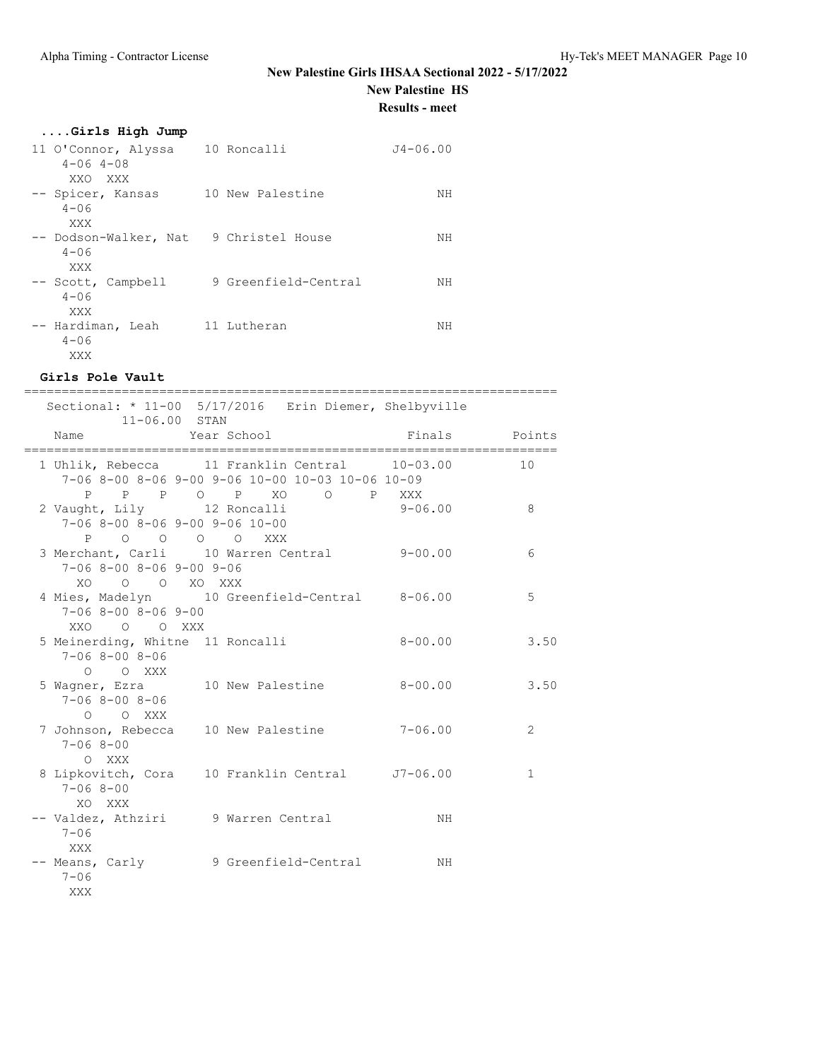# New Palestine Girls IHSAA Sectional 2022 - 5/17/2022

**New Palestine HS**

**Results - meet**

### ....Girls High Jump

```
11 O'Connor, Alyssa    10 Roncalli            J4-06.00
    4-06 4-08
    XXO  XXX
-- Spicer, Kansas      10 New Palestine             NH
    4-06
    XXX
-- Dodson-Walker, Nat   9 Christel House            NH
    4-06
    XXX
-- Scott, Campbell      9 Greenfield-Central        NH
    4-06
    XXX
-- Hardiman, Leah      11 Lutheran                  NH
    4-06
    XXX
```

### Girls Pole Vault

```
=======================================================================
   Sectional: * 11-00  5/17/2016   Erin Diemer, Shelbyville
           11-06.00  STAN
    Name               Year School                 Finals        Points
=======================================================================
  1 Uhlik, Rebecca      11 Franklin Central      10-03.00        10
     7-06 8-00 8-06 9-00 9-06 10-00 10-03 10-06 10-09
        P    P    P    O    P    XO     O     P   XXX
  2 Vaught, Lily        12 Roncalli               9-06.00         8
     7-06 8-00 8-06 9-00 9-06 10-00
        P    O    O    O    O   XXX
  3 Merchant, Carli     10 Warren Central         9-00.00         6
     7-06 8-00 8-06 9-00 9-06
       XO    O    O   XO  XXX
  4 Mies, Madelyn       10 Greenfield-Central     8-06.00         5
     7-06 8-00 8-06 9-00
      XXO    O    O  XXX
  5 Meinerding, Whitne  11 Roncalli               8-00.00         3.50
     7-06 8-00 8-06
        O    O  XXX
  5 Wagner, Ezra        10 New Palestine          8-00.00         3.50
     7-06 8-00 8-06
        O    O  XXX
  7 Johnson, Rebecca    10 New Palestine          7-06.00         2
     7-06 8-00
        O  XXX
  8 Lipkovitch, Cora    10 Franklin Central      J7-06.00         1
     7-06 8-00
       XO  XXX
 -- Valdez, Athziri      9 Warren Central              NH
     7-06
      XXX
 -- Means, Carly         9 Greenfield-Central          NH
     7-06
      XXX
```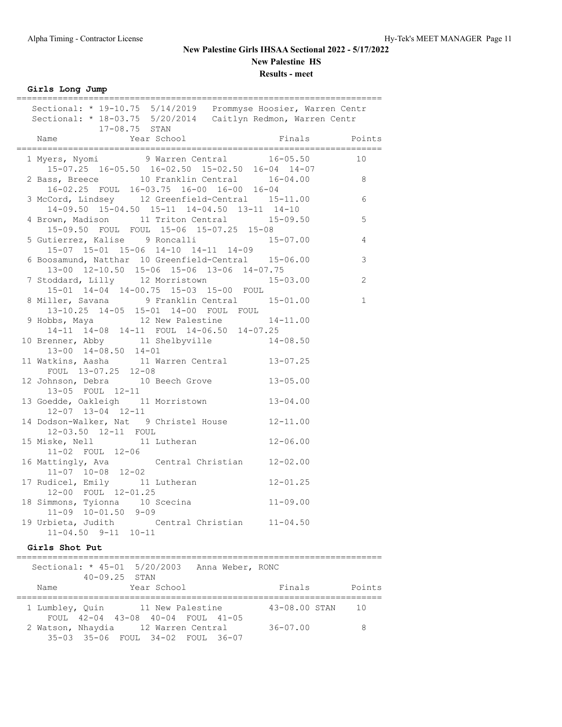New Palestine Girls IHSAA Sectional 2022 - 5/17/2022

New Palestine HS

**Results - meet**

### Girls Long Jump

Sectional: * 19-10.75  5/14/2019  Prommyse Hoosier, Warren Centr
Sectional: * 18-03.75  5/20/2014  Caitlyn Redmon, Warren Centr
17-08.75  STAN

| Place | Name | Year | School | Finals | Points |
|---|---|---|---|---|---|
| 1 | Myers, Nyomi | 9 | Warren Central | 16-05.50 | 10 |
| | 15-07.25 16-05.50 16-02.50 15-02.50 16-04 14-07 | | | | |
| 2 | Bass, Breece | 10 | Franklin Central | 16-04.00 | 8 |
| | 16-02.25 FOUL 16-03.75 16-00 16-00 16-04 | | | | |
| 3 | McCord, Lindsey | 12 | Greenfield-Central | 15-11.00 | 6 |
| | 14-09.50 15-04.50 15-11 14-04.50 13-11 14-10 | | | | |
| 4 | Brown, Madison | 11 | Triton Central | 15-09.50 | 5 |
| | 15-09.50 FOUL FOUL 15-06 15-07.25 15-08 | | | | |
| 5 | Gutierrez, Kalise | 9 | Roncalli | 15-07.00 | 4 |
| | 15-07 15-01 15-06 14-10 14-11 14-09 | | | | |
| 6 | Boosamund, Natthar | 10 | Greenfield-Central | 15-06.00 | 3 |
| | 13-00 12-10.50 15-06 15-06 13-06 14-07.75 | | | | |
| 7 | Stoddard, Lilly | 12 | Morristown | 15-03.00 | 2 |
| | 15-01 14-04 14-00.75 15-03 15-00 FOUL | | | | |
| 8 | Miller, Savana | 9 | Franklin Central | 15-01.00 | 1 |
| | 13-10.25 14-05 15-01 14-00 FOUL FOUL | | | | |
| 9 | Hobbs, Maya | 12 | New Palestine | 14-11.00 | |
| | 14-11 14-08 14-11 FOUL 14-06.50 14-07.25 | | | | |
| 10 | Brenner, Abby | 11 | Shelbyville | 14-08.50 | |
| | 13-00 14-08.50 14-01 | | | | |
| 11 | Watkins, Aasha | 11 | Warren Central | 13-07.25 | |
| | FOUL 13-07.25 12-08 | | | | |
| 12 | Johnson, Debra | 10 | Beech Grove | 13-05.00 | |
| | 13-05 FOUL 12-11 | | | | |
| 13 | Goedde, Oakleigh | 11 | Morristown | 13-04.00 | |
| | 12-07 13-04 12-11 | | | | |
| 14 | Dodson-Walker, Nat | 9 | Christel House | 12-11.00 | |
| | 12-03.50 12-11 FOUL | | | | |
| 15 | Miske, Nell | 11 | Lutheran | 12-06.00 | |
| | 11-02 FOUL 12-06 | | | | |
| 16 | Mattingly, Ava | | Central Christian | 12-02.00 | |
| | 11-07 10-08 12-02 | | | | |
| 17 | Rudicel, Emily | 11 | Lutheran | 12-01.25 | |
| | 12-00 FOUL 12-01.25 | | | | |
| 18 | Simmons, Tyionna | 10 | Scecina | 11-09.00 | |
| | 11-09 10-01.50 9-09 | | | | |
| 19 | Urbieta, Judith | | Central Christian | 11-04.50 | |
| | 11-04.50 9-11 10-11 | | | | |

### Girls Shot Put

Sectional: * 45-01  5/20/2003  Anna Weber, RONC
40-09.25  STAN

| Place | Name | Year | School | Finals | Points |
|---|---|---|---|---|---|
| 1 | Lumbley, Quin | 11 | New Palestine | 43-08.00 STAN | 10 |
| | FOUL 42-04 43-08 40-04 FOUL 41-05 | | | | |
| 2 | Watson, Nhaydia | 12 | Warren Central | 36-07.00 | 8 |
| | 35-03 35-06 FOUL 34-02 FOUL 36-07 | | | | |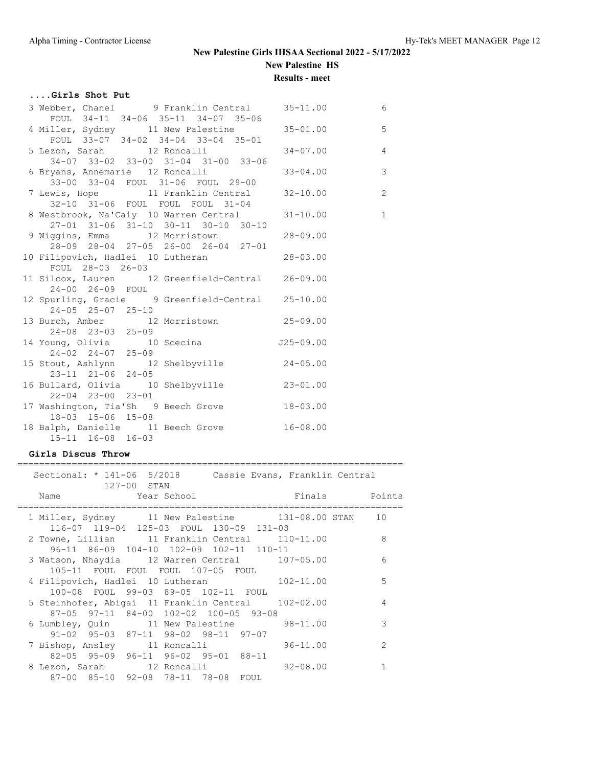**New Palestine Girls IHSAA Sectional 2022 - 5/17/2022**

**New Palestine HS**

**Results - meet**

### ....Girls Shot Put

```
  3 Webber, Chanel       9 Franklin Central      35-11.00          6
     FOUL  34-11  34-06  35-11  34-07  35-06
  4 Miller, Sydney      11 New Palestine         35-01.00          5
     FOUL  33-07  34-02  34-04  33-04  35-01
  5 Lezon, Sarah        12 Roncalli              34-07.00          4
     34-07  33-02  33-00  31-04  31-00  33-06
  6 Bryans, Annemarie   12 Roncalli              33-04.00          3
     33-00  33-04  FOUL  31-06  FOUL  29-00
  7 Lewis, Hope         11 Franklin Central      32-10.00          2
     32-10  31-06  FOUL  FOUL  FOUL  31-04
  8 Westbrook, Na'Caiy  10 Warren Central        31-10.00          1
     27-01  31-06  31-10  30-11  30-10  30-10
  9 Wiggins, Emma       12 Morristown            28-09.00
     28-09  28-04  27-05  26-00  26-04  27-01
 10 Filipovich, Hadlei  10 Lutheran              28-03.00
     FOUL  28-03  26-03
 11 Silcox, Lauren      12 Greenfield-Central    26-09.00
     24-00  26-09  FOUL
 12 Spurling, Gracie     9 Greenfield-Central    25-10.00
     24-05  25-07  25-10
 13 Burch, Amber        12 Morristown            25-09.00
     24-08  23-03  25-09
 14 Young, Olivia       10 Scecina              J25-09.00
     24-02  24-07  25-09
 15 Stout, Ashlynn      12 Shelbyville           24-05.00
     23-11  21-06  24-05
 16 Bullard, Olivia     10 Shelbyville           23-01.00
     22-04  23-00  23-01
 17 Washington, Tia'Sh   9 Beech Grove           18-03.00
     18-03  15-06  15-08
 18 Balph, Danielle     11 Beech Grove           16-08.00
     15-11  16-08  16-03
```

### Girls Discus Throw

```
======================================================================
   Sectional: * 141-06  5/2018      Cassie Evans, Franklin Central
             127-00  STAN
    Name                Year School                  Finals     Points
======================================================================
  1 Miller, Sydney      11 New Palestine         131-08.00 STAN   10
     116-07  119-04  125-03  FOUL  130-09  131-08
  2 Towne, Lillian      11 Franklin Central      110-11.00          8
     96-11  86-09  104-10  102-09  102-11  110-11
  3 Watson, Nhaydia     12 Warren Central        107-05.00          6
     105-11  FOUL  FOUL  FOUL  107-05  FOUL
  4 Filipovich, Hadlei  10 Lutheran              102-11.00          5
     100-08  FOUL  99-03  89-05  102-11  FOUL
  5 Steinhofer, Abigai  11 Franklin Central      102-02.00          4
     87-05  97-11  84-00  102-02  100-05  93-08
  6 Lumbley, Quin       11 New Palestine          98-11.00          3
     91-02  95-03  87-11  98-02  98-11  97-07
  7 Bishop, Ansley      11 Roncalli               96-11.00          2
     82-05  95-09  96-11  96-02  95-01  88-11
  8 Lezon, Sarah        12 Roncalli               92-08.00          1
     87-00  85-10  92-08  78-11  78-08  FOUL
```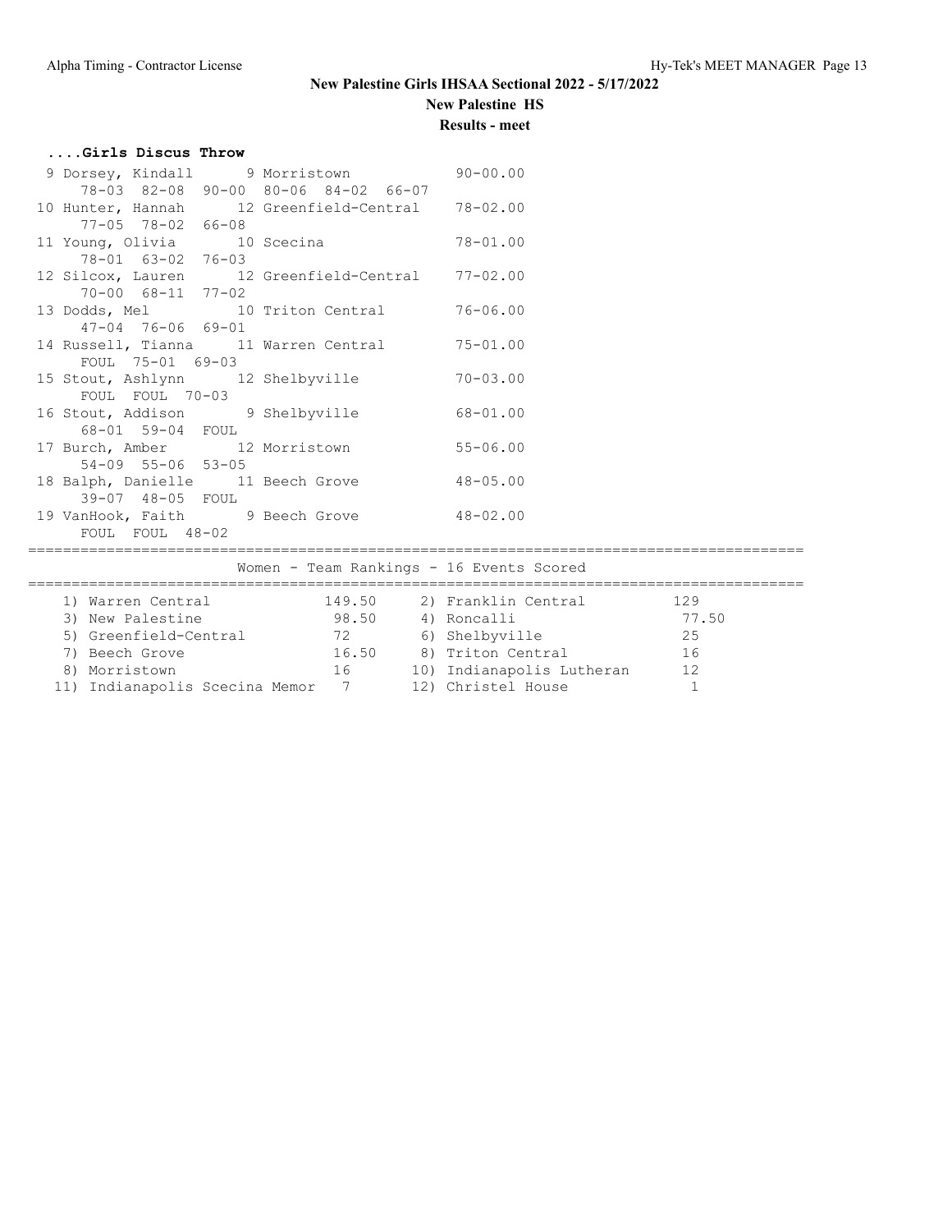# New Palestine Girls IHSAA Sectional 2022 - 5/17/2022

## New Palestine HS

### Results - meet

**....Girls Discus Throw**

```
 9 Dorsey, Kindall      9 Morristown            90-00.00
     78-03  82-08  90-00  80-06  84-02  66-07
10 Hunter, Hannah      12 Greenfield-Central    78-02.00
     77-05  78-02  66-08
11 Young, Olivia       10 Scecina               78-01.00
     78-01  63-02  76-03
12 Silcox, Lauren      12 Greenfield-Central    77-02.00
     70-00  68-11  77-02
13 Dodds, Mel          10 Triton Central        76-06.00
     47-04  76-06  69-01
14 Russell, Tianna     11 Warren Central        75-01.00
     FOUL  75-01  69-03
15 Stout, Ashlynn      12 Shelbyville           70-03.00
     FOUL  FOUL  70-03
16 Stout, Addison       9 Shelbyville           68-01.00
     68-01  59-04  FOUL
17 Burch, Amber        12 Morristown            55-06.00
     54-09  55-06  53-05
18 Balph, Danielle     11 Beech Grove           48-05.00
     39-07  48-05  FOUL
19 VanHook, Faith       9 Beech Grove           48-02.00
     FOUL  FOUL  48-02
```

**Women - Team Rankings - 16 Events Scored**

| Rank | Team | Points | Rank | Team | Points |
|---|---|---|---|---|---|
| 1) | Warren Central | 149.50 | 2) | Franklin Central | 129 |
| 3) | New Palestine | 98.50 | 4) | Roncalli | 77.50 |
| 5) | Greenfield-Central | 72 | 6) | Shelbyville | 25 |
| 7) | Beech Grove | 16.50 | 8) | Triton Central | 16 |
| 8) | Morristown | 16 | 10) | Indianapolis Lutheran | 12 |
| 11) | Indianapolis Scecina Memor | 7 | 12) | Christel House | 1 |